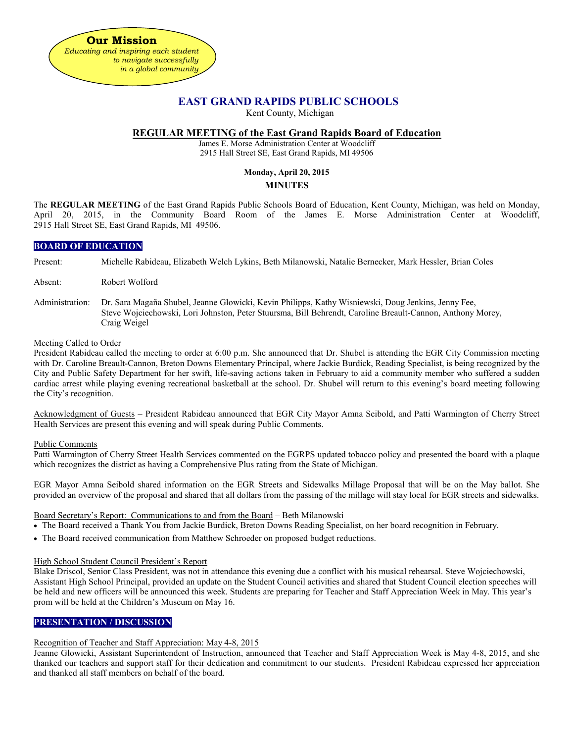**Our Mission**
*Educating and inspiring each student to navigate successfully in a global community*

# EAST GRAND RAPIDS PUBLIC SCHOOLS

Kent County, Michigan

## REGULAR MEETING of the East Grand Rapids Board of Education

James E. Morse Administration Center at Woodcliff
2915 Hall Street SE, East Grand Rapids, MI 49506

**Monday, April 20, 2015**

**MINUTES**

The **REGULAR MEETING** of the East Grand Rapids Public Schools Board of Education, Kent County, Michigan, was held on Monday, April 20, 2015, in the Community Board Room of the James E. Morse Administration Center at Woodcliff, 2915 Hall Street SE, East Grand Rapids, MI 49506.

### BOARD OF EDUCATION

Present: Michelle Rabideau, Elizabeth Welch Lykins, Beth Milanowski, Natalie Bernecker, Mark Hessler, Brian Coles

Absent: Robert Wolford

Administration: Dr. Sara Magaña Shubel, Jeanne Glowicki, Kevin Philipps, Kathy Wisniewski, Doug Jenkins, Jenny Fee, Steve Wojciechowski, Lori Johnston, Peter Stuursma, Bill Behrendt, Caroline Breault-Cannon, Anthony Morey, Craig Weigel

Meeting Called to Order

President Rabideau called the meeting to order at 6:00 p.m. She announced that Dr. Shubel is attending the EGR City Commission meeting with Dr. Caroline Breault-Cannon, Breton Downs Elementary Principal, where Jackie Burdick, Reading Specialist, is being recognized by the City and Public Safety Department for her swift, life-saving actions taken in February to aid a community member who suffered a sudden cardiac arrest while playing evening recreational basketball at the school. Dr. Shubel will return to this evening's board meeting following the City's recognition.

Acknowledgment of Guests – President Rabideau announced that EGR City Mayor Amna Seibold, and Patti Warmington of Cherry Street Health Services are present this evening and will speak during Public Comments.

Public Comments

Patti Warmington of Cherry Street Health Services commented on the EGRPS updated tobacco policy and presented the board with a plaque which recognizes the district as having a Comprehensive Plus rating from the State of Michigan.

EGR Mayor Amna Seibold shared information on the EGR Streets and Sidewalks Millage Proposal that will be on the May ballot. She provided an overview of the proposal and shared that all dollars from the passing of the millage will stay local for EGR streets and sidewalks.

Board Secretary's Report: Communications to and from the Board – Beth Milanowski

- The Board received a Thank You from Jackie Burdick, Breton Downs Reading Specialist, on her board recognition in February.
- The Board received communication from Matthew Schroeder on proposed budget reductions.

High School Student Council President's Report

Blake Driscol, Senior Class President, was not in attendance this evening due a conflict with his musical rehearsal. Steve Wojciechowski, Assistant High School Principal, provided an update on the Student Council activities and shared that Student Council election speeches will be held and new officers will be announced this week. Students are preparing for Teacher and Staff Appreciation Week in May. This year's prom will be held at the Children's Museum on May 16.

### PRESENTATION / DISCUSSION

Recognition of Teacher and Staff Appreciation: May 4-8, 2015

Jeanne Glowicki, Assistant Superintendent of Instruction, announced that Teacher and Staff Appreciation Week is May 4-8, 2015, and she thanked our teachers and support staff for their dedication and commitment to our students. President Rabideau expressed her appreciation and thanked all staff members on behalf of the board.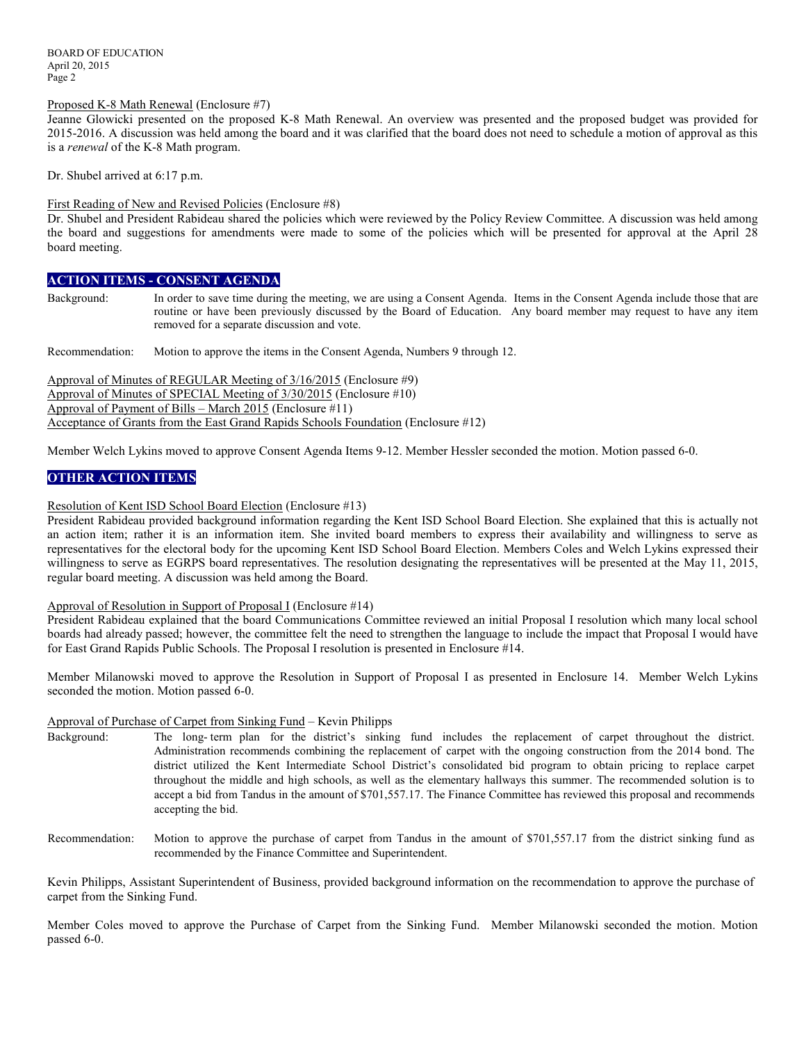Proposed K-8 Math Renewal (Enclosure #7)

Jeanne Glowicki presented on the proposed K-8 Math Renewal. An overview was presented and the proposed budget was provided for 2015-2016. A discussion was held among the board and it was clarified that the board does not need to schedule a motion of approval as this is a *renewal* of the K-8 Math program.

Dr. Shubel arrived at 6:17 p.m.

First Reading of New and Revised Policies (Enclosure #8)

Dr. Shubel and President Rabideau shared the policies which were reviewed by the Policy Review Committee. A discussion was held among the board and suggestions for amendments were made to some of the policies which will be presented for approval at the April 28 board meeting.

## ACTION ITEMS - CONSENT AGENDA

Background: In order to save time during the meeting, we are using a Consent Agenda. Items in the Consent Agenda include those that are routine or have been previously discussed by the Board of Education. Any board member may request to have any item removed for a separate discussion and vote.

Recommendation: Motion to approve the items in the Consent Agenda, Numbers 9 through 12.

Approval of Minutes of REGULAR Meeting of 3/16/2015 (Enclosure #9)
Approval of Minutes of SPECIAL Meeting of 3/30/2015 (Enclosure #10)
Approval of Payment of Bills – March 2015 (Enclosure #11)
Acceptance of Grants from the East Grand Rapids Schools Foundation (Enclosure #12)

Member Welch Lykins moved to approve Consent Agenda Items 9-12. Member Hessler seconded the motion. Motion passed 6-0.

## OTHER ACTION ITEMS

Resolution of Kent ISD School Board Election (Enclosure #13)

President Rabideau provided background information regarding the Kent ISD School Board Election. She explained that this is actually not an action item; rather it is an information item. She invited board members to express their availability and willingness to serve as representatives for the electoral body for the upcoming Kent ISD School Board Election. Members Coles and Welch Lykins expressed their willingness to serve as EGRPS board representatives. The resolution designating the representatives will be presented at the May 11, 2015, regular board meeting. A discussion was held among the Board.

Approval of Resolution in Support of Proposal I (Enclosure #14)

President Rabideau explained that the board Communications Committee reviewed an initial Proposal I resolution which many local school boards had already passed; however, the committee felt the need to strengthen the language to include the impact that Proposal I would have for East Grand Rapids Public Schools. The Proposal I resolution is presented in Enclosure #14.

Member Milanowski moved to approve the Resolution in Support of Proposal I as presented in Enclosure 14. Member Welch Lykins seconded the motion. Motion passed 6-0.

Approval of Purchase of Carpet from Sinking Fund – Kevin Philipps

Background: The long- term plan for the district's sinking fund includes the replacement of carpet throughout the district. Administration recommends combining the replacement of carpet with the ongoing construction from the 2014 bond. The district utilized the Kent Intermediate School District's consolidated bid program to obtain pricing to replace carpet throughout the middle and high schools, as well as the elementary hallways this summer. The recommended solution is to accept a bid from Tandus in the amount of $701,557.17. The Finance Committee has reviewed this proposal and recommends accepting the bid.

Recommendation: Motion to approve the purchase of carpet from Tandus in the amount of $701,557.17 from the district sinking fund as recommended by the Finance Committee and Superintendent.

Kevin Philipps, Assistant Superintendent of Business, provided background information on the recommendation to approve the purchase of carpet from the Sinking Fund.

Member Coles moved to approve the Purchase of Carpet from the Sinking Fund. Member Milanowski seconded the motion. Motion passed 6-0.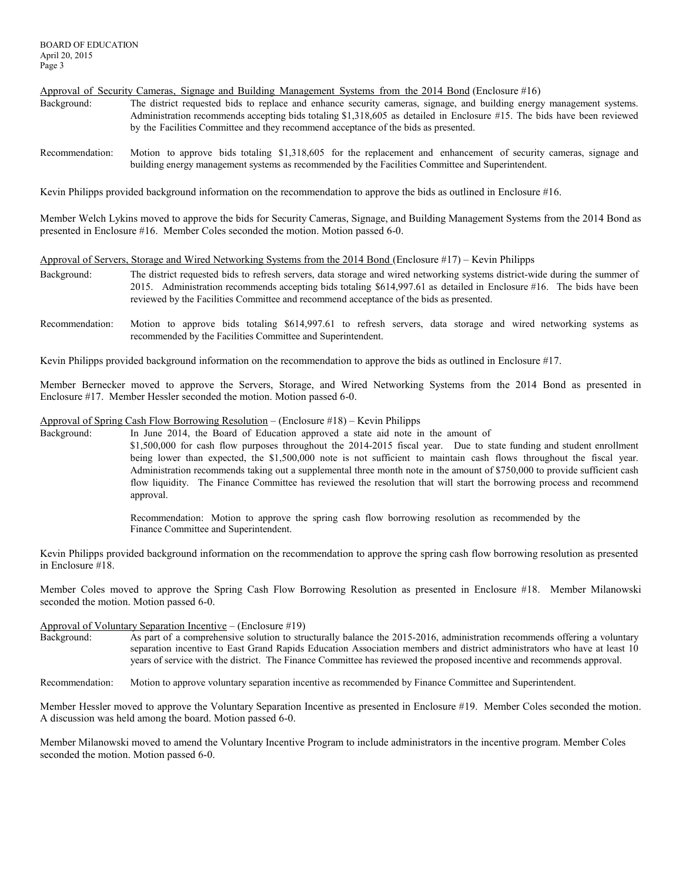Approval of Security Cameras, Signage and Building Management Systems from the 2014 Bond (Enclosure #16)

Background: The district requested bids to replace and enhance security cameras, signage, and building energy management systems. Administration recommends accepting bids totaling $1,318,605 as detailed in Enclosure #15. The bids have been reviewed by the Facilities Committee and they recommend acceptance of the bids as presented.

Recommendation: Motion to approve bids totaling $1,318,605 for the replacement and enhancement of security cameras, signage and building energy management systems as recommended by the Facilities Committee and Superintendent.

Kevin Philipps provided background information on the recommendation to approve the bids as outlined in Enclosure #16.

Member Welch Lykins moved to approve the bids for Security Cameras, Signage, and Building Management Systems from the 2014 Bond as presented in Enclosure #16. Member Coles seconded the motion. Motion passed 6-0.

Approval of Servers, Storage and Wired Networking Systems from the 2014 Bond (Enclosure #17) – Kevin Philipps

Background: The district requested bids to refresh servers, data storage and wired networking systems district-wide during the summer of 2015. Administration recommends accepting bids totaling $614,997.61 as detailed in Enclosure #16. The bids have been reviewed by the Facilities Committee and recommend acceptance of the bids as presented.

Recommendation: Motion to approve bids totaling $614,997.61 to refresh servers, data storage and wired networking systems as recommended by the Facilities Committee and Superintendent.

Kevin Philipps provided background information on the recommendation to approve the bids as outlined in Enclosure #17.

Member Bernecker moved to approve the Servers, Storage, and Wired Networking Systems from the 2014 Bond as presented in Enclosure #17. Member Hessler seconded the motion. Motion passed 6-0.

Approval of Spring Cash Flow Borrowing Resolution – (Enclosure #18) – Kevin Philipps

Background: In June 2014, the Board of Education approved a state aid note in the amount of $1,500,000 for cash flow purposes throughout the 2014-2015 fiscal year. Due to state funding and student enrollment being lower than expected, the $1,500,000 note is not sufficient to maintain cash flows throughout the fiscal year. Administration recommends taking out a supplemental three month note in the amount of $750,000 to provide sufficient cash flow liquidity. The Finance Committee has reviewed the resolution that will start the borrowing process and recommend approval.

Recommendation: Motion to approve the spring cash flow borrowing resolution as recommended by the Finance Committee and Superintendent.

Kevin Philipps provided background information on the recommendation to approve the spring cash flow borrowing resolution as presented in Enclosure #18.

Member Coles moved to approve the Spring Cash Flow Borrowing Resolution as presented in Enclosure #18. Member Milanowski seconded the motion. Motion passed 6-0.

Approval of Voluntary Separation Incentive – (Enclosure #19)

Background: As part of a comprehensive solution to structurally balance the 2015-2016, administration recommends offering a voluntary separation incentive to East Grand Rapids Education Association members and district administrators who have at least 10 years of service with the district. The Finance Committee has reviewed the proposed incentive and recommends approval.

Recommendation: Motion to approve voluntary separation incentive as recommended by Finance Committee and Superintendent.

Member Hessler moved to approve the Voluntary Separation Incentive as presented in Enclosure #19. Member Coles seconded the motion. A discussion was held among the board. Motion passed 6-0.

Member Milanowski moved to amend the Voluntary Incentive Program to include administrators in the incentive program. Member Coles seconded the motion. Motion passed 6-0.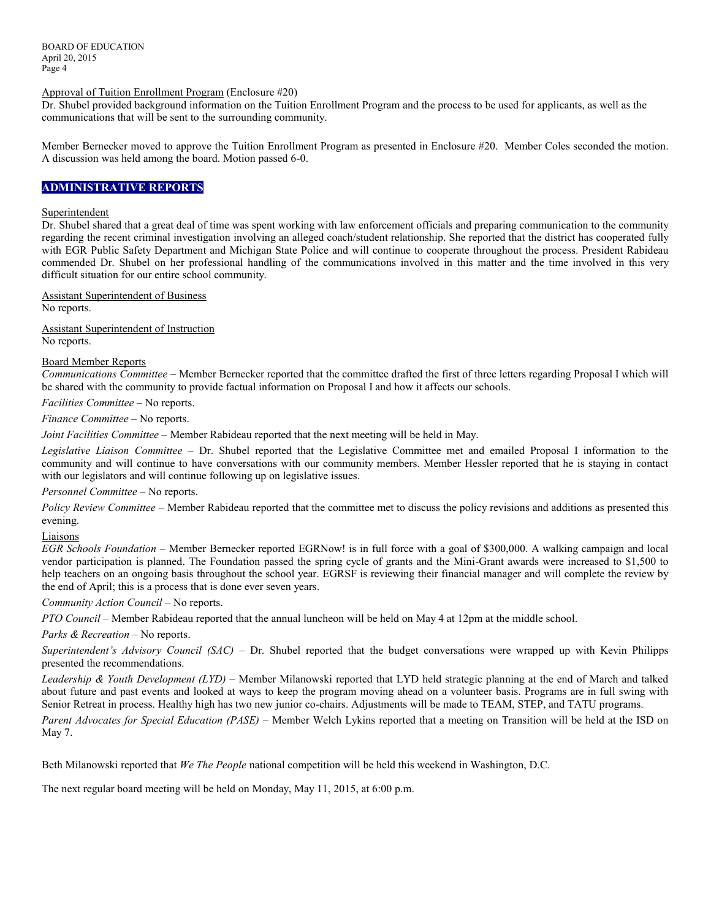Approval of Tuition Enrollment Program (Enclosure #20)

Dr. Shubel provided background information on the Tuition Enrollment Program and the process to be used for applicants, as well as the communications that will be sent to the surrounding community.

Member Bernecker moved to approve the Tuition Enrollment Program as presented in Enclosure #20. Member Coles seconded the motion. A discussion was held among the board. Motion passed 6-0.

## ADMINISTRATIVE REPORTS

Superintendent

Dr. Shubel shared that a great deal of time was spent working with law enforcement officials and preparing communication to the community regarding the recent criminal investigation involving an alleged coach/student relationship. She reported that the district has cooperated fully with EGR Public Safety Department and Michigan State Police and will continue to cooperate throughout the process. President Rabideau commended Dr. Shubel on her professional handling of the communications involved in this matter and the time involved in this very difficult situation for our entire school community.

Assistant Superintendent of Business

No reports.

Assistant Superintendent of Instruction

No reports.

Board Member Reports

*Communications Committee* – Member Bernecker reported that the committee drafted the first of three letters regarding Proposal I which will be shared with the community to provide factual information on Proposal I and how it affects our schools.

*Facilities Committee* – No reports.

*Finance Committee* – No reports.

*Joint Facilities Committee* – Member Rabideau reported that the next meeting will be held in May.

*Legislative Liaison Committee* – Dr. Shubel reported that the Legislative Committee met and emailed Proposal I information to the community and will continue to have conversations with our community members. Member Hessler reported that he is staying in contact with our legislators and will continue following up on legislative issues.

*Personnel Committee* – No reports.

*Policy Review Committee* – Member Rabideau reported that the committee met to discuss the policy revisions and additions as presented this evening.

Liaisons

*EGR Schools Foundation* – Member Bernecker reported EGRNow! is in full force with a goal of $300,000. A walking campaign and local vendor participation is planned. The Foundation passed the spring cycle of grants and the Mini-Grant awards were increased to $1,500 to help teachers on an ongoing basis throughout the school year. EGRSF is reviewing their financial manager and will complete the review by the end of April; this is a process that is done ever seven years.

*Community Action Council* – No reports.

*PTO Council* – Member Rabideau reported that the annual luncheon will be held on May 4 at 12pm at the middle school.

*Parks & Recreation* – No reports.

*Superintendent's Advisory Council (SAC)* – Dr. Shubel reported that the budget conversations were wrapped up with Kevin Philipps presented the recommendations.

*Leadership & Youth Development (LYD)* – Member Milanowski reported that LYD held strategic planning at the end of March and talked about future and past events and looked at ways to keep the program moving ahead on a volunteer basis. Programs are in full swing with Senior Retreat in process. Healthy high has two new junior co-chairs. Adjustments will be made to TEAM, STEP, and TATU programs.

*Parent Advocates for Special Education (PASE)* – Member Welch Lykins reported that a meeting on Transition will be held at the ISD on May 7.

Beth Milanowski reported that *We The People* national competition will be held this weekend in Washington, D.C.

The next regular board meeting will be held on Monday, May 11, 2015, at 6:00 p.m.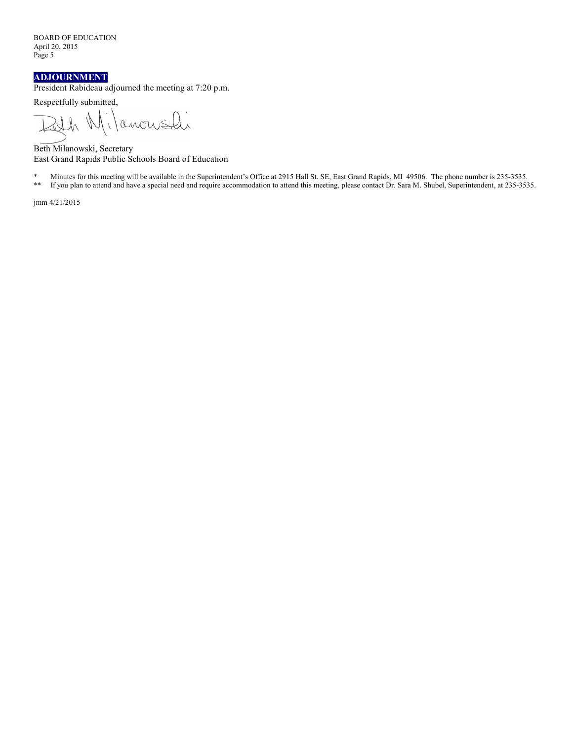## ADJOURNMENT

President Rabideau adjourned the meeting at 7:20 p.m.

Respectfully submitted,

Beth Milanowski, Secretary
East Grand Rapids Public Schools Board of Education

\* Minutes for this meeting will be available in the Superintendent's Office at 2915 Hall St. SE, East Grand Rapids, MI 49506. The phone number is 235-3535.

\*\* If you plan to attend and have a special need and require accommodation to attend this meeting, please contact Dr. Sara M. Shubel, Superintendent, at 235-3535.

jmm 4/21/2015